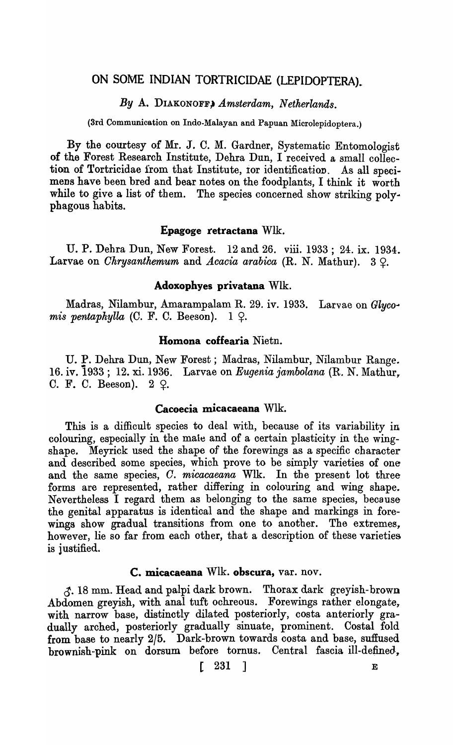# ON SOME INDIAN TORTRICIDAE (LEPIDOPTERA).

*By* A. DIAKONOFF, *Amsterdam, Netherlands.*

(3rd Communication on Indo-Malayan and Papuan Microlepidoptera.)

By the courtesy of Mr. J. C. M. Gardner, Systematic Entomologist of the Forest Research Institute, Dehra Dun, I received a small collection of Tortricidae from that Institute, for identification. As all specimens have been bred and bear notes on the foodplants, I think it worth while to give a list of them. The species concerned show striking polyphagous habits.

### Epagoge retractana Wlk.

U. P. Dehra Dun, New Forest. 12 and 26. viii. 1933 ; 24. ix. 1934. Larvae on *Chrysanthemum* and *Acacia arabica* (R. N. Mathur). 3 ♀.

### Adoxophyes privatana Wlk.

Madras, Nilambur, Amarampalam R. 29. iv. 1933. Larvae on *Glycomis pentaphylla* (C. F. C. Beeson). 1 ♀.

### Homona coffearia Nietn.

U. P. Dehra Dun, New Forest ; Madras, Nilambur, Nilambur Range. 16. iv. 1933 ; 12. xi. 1936. Larvae on *Eugenia jambolana* (R. N. Mathur, C. F. C. Beeson). 2 ♀.

### Cacoecia micacaeana Wlk.

This is a difficult species to deal with, because of its variability in colouring, especially in the male and of a certain plasticity in the wing-shape. Meyrick used the shape of the forewings as a specific character and described some species, which prove to be simply varieties of one and the same species, *C. micacaeana* Wlk. In the present lot three forms are represented, rather differing in colouring and wing shape. Nevertheless I regard them as belonging to the same species, because the genital apparatus is identical and the shape and markings in forewings show gradual transitions from one to another. The extremes, however, lie so far from each other, that a description of these varieties is justified.

### C. micacaeana Wlk. obscura, var. nov.

♂. 18 mm. Head and palpi dark brown. Thorax dark greyish-brown Abdomen greyish, with anal tuft ochreous. Forewings rather elongate, with narrow base, distinctly dilated posteriorly, costa anteriorly gradually arched, posteriorly gradually sinuate, prominent. Costal fold from base to nearly 2/5. Dark-brown towards costa and base, suffused brownish-pink on dorsum before tornus. Central fascia ill-defined,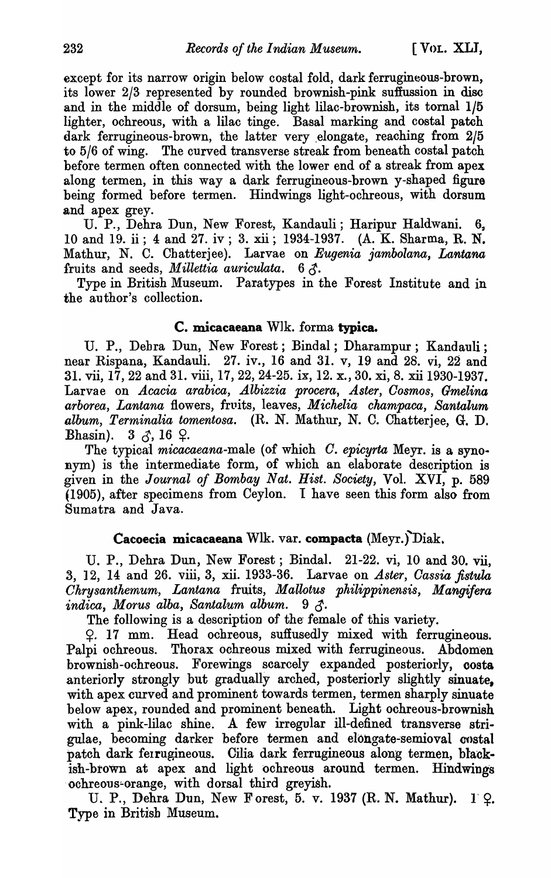except for its narrow origin below costal fold, dark ferrugineous-brown, its lower 2/3 represented by rounded brownish-pink suffussion in disc and in the middle of dorsum, being light lilac-brownish, its tornal 1/5 lighter, ochreous, with a lilac tinge. Basal marking and costal patch dark ferrugineous-brown, the latter very elongate, reaching from 2/5 to 5/6 of wing. The curved transverse streak from beneath costal patch before termen often connected with the lower end of a streak from apex along termen, in this way a dark ferrugineous-brown y-shaped figure being formed before termen. Hindwings light-ochreous, with dorsum and apex grey.

U. P., Dehra Dun, New Forest, Kandauli; Haripur Haldwani. 6, 10 and 19. ii; 4 and 27. iv; 3. xii; 1934-1937. (A. K. Sharma, R. N. Mathur, N. C. Chatterjee). Larvae on *Eugenia jambolana*, *Lantana* fruits and seeds, *Millettia auriculata*. 6 ♂.

Type in British Museum. Paratypes in the Forest Institute and in the author's collection.

### C. micacaeana Wlk. forma **typica**.

U. P., Dehra Dun, New Forest; Bindal; Dharampur; Kandauli; near Rispana, Kandauli. 27. iv., 16 and 31. v, 19 and 28. vi, 22 and 31. vii, 17, 22 and 31. viii, 17, 22, 24-25. ix, 12. x., 30. xi, 8. xii 1930-1937. Larvae on *Acacia arabica*, *Albizzia procera*, *Aster*, *Cosmos*, *Gmelina arborea*, *Lantana* flowers, fruits, leaves, *Michelia champaca*, *Santalum album*, *Terminalia tomentosa*. (R. N. Mathur, N. C. Chatterjee, G. D. Bhasin). 3 ♂, 16 ♀.

The typical *micacaeana*-male (of which *C. epicyrta* Meyr. is a synonym) is the intermediate form, of which an elaborate description is given in the *Journal of Bombay Nat. Hist. Society*, Vol. XVI, p. 589 (1905), after specimens from Ceylon. I have seen this form also from Sumatra and Java.

### Cacoecia micacaeana Wlk. var. compacta (Meyr.) Diak.

U. P., Dehra Dun, New Forest; Bindal. 21-22. vi, 10 and 30. vii, 3, 12, 14 and 26. viii, 3, xii. 1933-36. Larvae on *Aster*, *Cassia fistula* *Chrysanthemum*, *Lantana* fruits, *Mallotus philippinensis*, *Mangifera indica*, *Morus alba*, *Santalum album*. 9 ♂.

The following is a description of the female of this variety.

♀. 17 mm. Head ochreous, suffusedly mixed with ferrugineous. Palpi ochreous. Thorax ochreous mixed with ferrugineous. Abdomen brownish-ochreous. Forewings scarcely expanded posteriorly, costa anteriorly strongly but gradually arched, posteriorly slightly sinuate, with apex curved and prominent towards termen, termen sharply sinuate below apex, rounded and prominent beneath. Light ochreous-brownish with a pink-lilac shine. A few irregular ill-defined transverse strigulae, becoming darker before termen and elongate-semioval costal patch dark ferrugineous. Cilia dark ferrugineous along termen, blackish-brown at apex and light ochreous around termen. Hindwings ochreous-orange, with dorsal third greyish.

U. P., Dehra Dun, New Forest, 5. v. 1937 (R. N. Mathur). 1 ♀. Type in British Museum.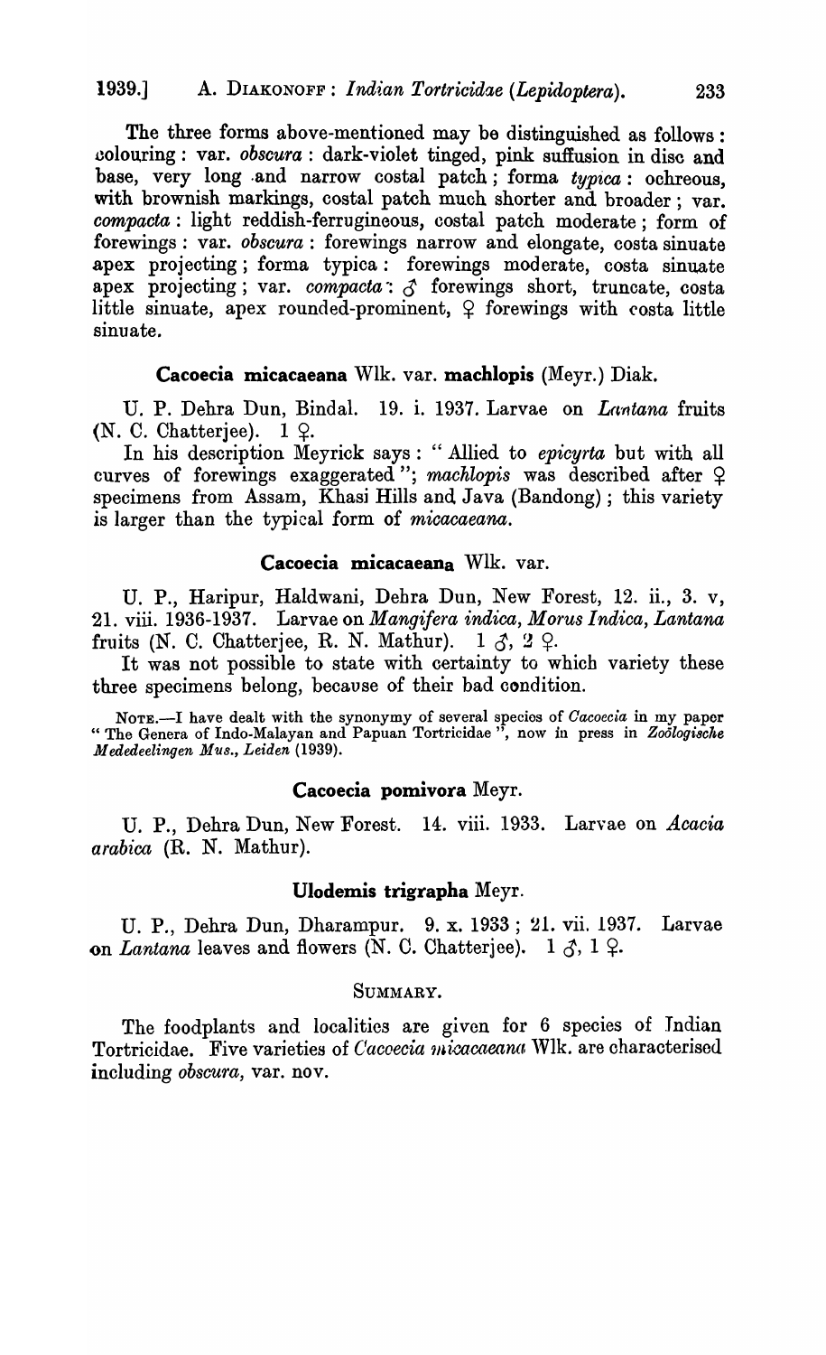The three forms above-mentioned may be distinguished as follows: colouring: var. *obscura*: dark-violet tinged, pink suffusion in disc and base, very long and narrow costal patch; forma *typica*: ochreous, with brownish markings, costal patch much shorter and broader; var. *compacta*: light reddish-ferrugineous, costal patch moderate; form of forewings: var. *obscura*: forewings narrow and elongate, costa sinuate apex projecting; forma typica: forewings moderate, costa sinuate apex projecting; var. *compacta*: ♂ forewings short, truncate, costa little sinuate, apex rounded-prominent, ♀ forewings with costa little sinuate.

### Cacoecia micacaeana Wlk. var. machlopis (Meyr.) Diak.

U. P. Dehra Dun, Bindal. 19. i. 1937. Larvae on *Lantana* fruits (N. C. Chatterjee). 1 ♀.

In his description Meyrick says: "Allied to *epicyrta* but with all curves of forewings exaggerated"; *machlopis* was described after ♀ specimens from Assam, Khasi Hills and Java (Bandong); this variety is larger than the typical form of *micacaeana*.

### Cacoecia micacaeana Wlk. var.

U. P., Haripur, Haldwani, Dehra Dun, New Forest, 12. ii., 3. v, 21. viii. 1936-1937. Larvae on *Mangifera indica*, *Morus Indica*, *Lantana* fruits (N. C. Chatterjee, R. N. Mathur). 1 ♂, 2 ♀.

It was not possible to state with certainty to which variety these three specimens belong, because of their bad condition.

NOTE.—I have dealt with the synonymy of several species of *Cacoecia* in my paper "The Genera of Indo-Malayan and Papuan Tortricidae", now in press in *Zoölogische Mededeelingen Mus., Leiden* (1939).

### Cacoecia pomivora Meyr.

U. P., Dehra Dun, New Forest. 14. viii. 1933. Larvae on *Acacia arabica* (R. N. Mathur).

### Ulodemis trigrapha Meyr.

U. P., Dehra Dun, Dharampur. 9. x. 1933; 21. vii. 1937. Larvae on *Lantana* leaves and flowers (N. C. Chatterjee). 1 ♂, 1 ♀.

## SUMMARY.

The foodplants and localities are given for 6 species of Indian Tortricidae. Five varieties of *Cacoecia micacaeana* Wlk. are characterised including *obscura*, var. nov.